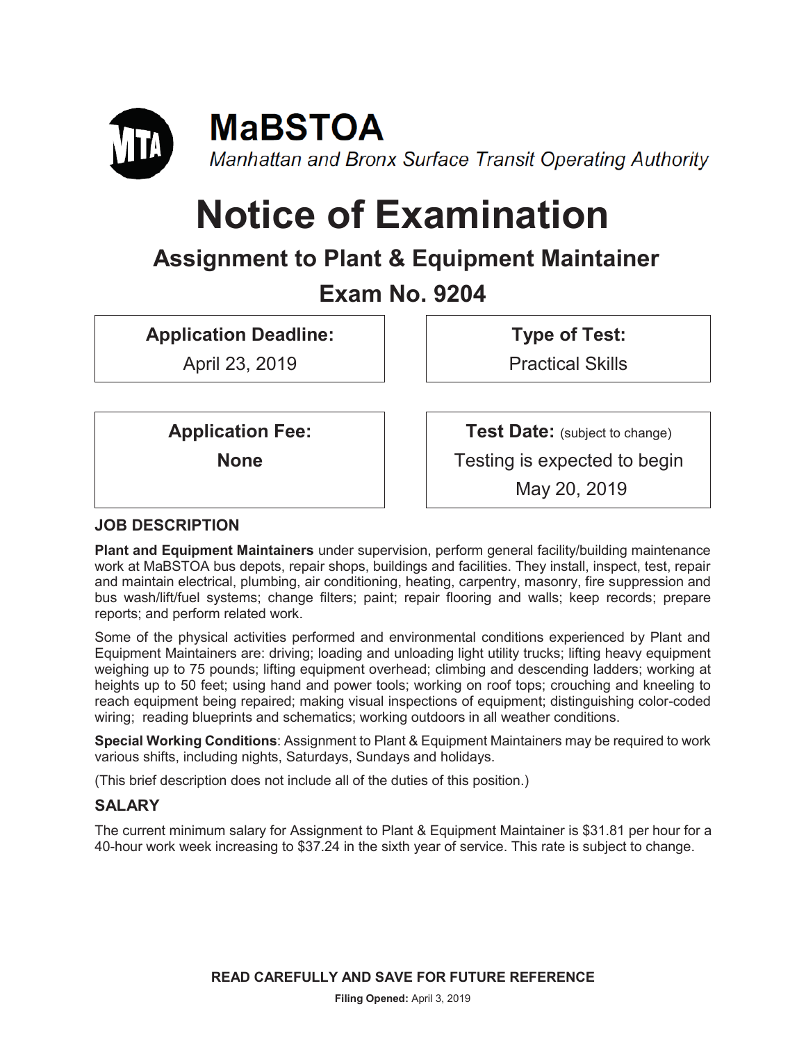# MaBSTOA

*Manhattan and Bronx Surface Transit Operating Authority*

# Notice of Examination

## Assignment to Plant & Equipment Maintainer

## Exam No. 9204

| **Application Deadline:** | **Type of Test:** |
|---|---|
| April 23, 2019 | Practical Skills |

| **Application Fee:** | **Test Date:** (subject to change) |
|---|---|
| **None** | Testing is expected to begin May 20, 2019 |

### JOB DESCRIPTION

**Plant and Equipment Maintainers** under supervision, perform general facility/building maintenance work at MaBSTOA bus depots, repair shops, buildings and facilities. They install, inspect, test, repair and maintain electrical, plumbing, air conditioning, heating, carpentry, masonry, fire suppression and bus wash/lift/fuel systems; change filters; paint; repair flooring and walls; keep records; prepare reports; and perform related work.

Some of the physical activities performed and environmental conditions experienced by Plant and Equipment Maintainers are: driving; loading and unloading light utility trucks; lifting heavy equipment weighing up to 75 pounds; lifting equipment overhead; climbing and descending ladders; working at heights up to 50 feet; using hand and power tools; working on roof tops; crouching and kneeling to reach equipment being repaired; making visual inspections of equipment; distinguishing color-coded wiring; reading blueprints and schematics; working outdoors in all weather conditions.

**Special Working Conditions**: Assignment to Plant & Equipment Maintainers may be required to work various shifts, including nights, Saturdays, Sundays and holidays.

(This brief description does not include all of the duties of this position.)

### SALARY

The current minimum salary for Assignment to Plant & Equipment Maintainer is $31.81 per hour for a 40-hour work week increasing to $37.24 in the sixth year of service. This rate is subject to change.

**READ CAREFULLY AND SAVE FOR FUTURE REFERENCE**

**Filing Opened:** April 3, 2019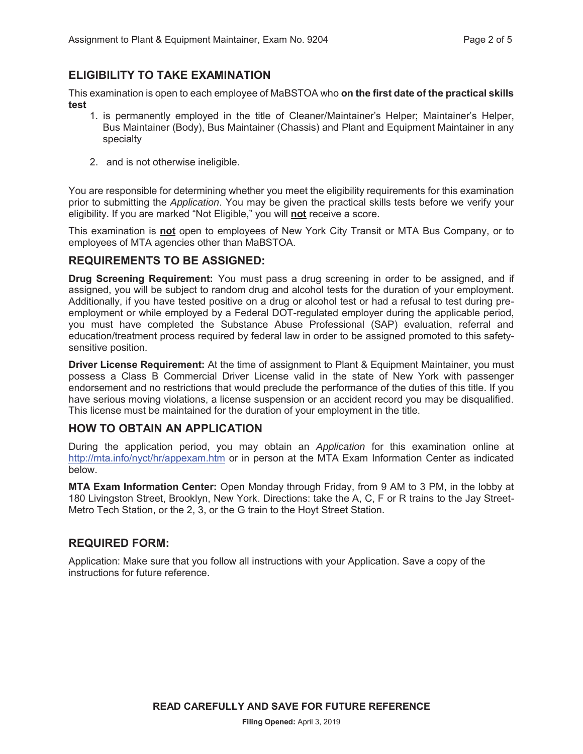## ELIGIBILITY TO TAKE EXAMINATION

This examination is open to each employee of MaBSTOA who **on the first date of the practical skills test**

1. is permanently employed in the title of Cleaner/Maintainer's Helper; Maintainer's Helper, Bus Maintainer (Body), Bus Maintainer (Chassis) and Plant and Equipment Maintainer in any specialty

2. and is not otherwise ineligible.

You are responsible for determining whether you meet the eligibility requirements for this examination prior to submitting the *Application*. You may be given the practical skills tests before we verify your eligibility. If you are marked "Not Eligible," you will **not** receive a score.

This examination is **not** open to employees of New York City Transit or MTA Bus Company, or to employees of MTA agencies other than MaBSTOA.

## REQUIREMENTS TO BE ASSIGNED:

**Drug Screening Requirement:** You must pass a drug screening in order to be assigned, and if assigned, you will be subject to random drug and alcohol tests for the duration of your employment. Additionally, if you have tested positive on a drug or alcohol test or had a refusal to test during pre-employment or while employed by a Federal DOT-regulated employer during the applicable period, you must have completed the Substance Abuse Professional (SAP) evaluation, referral and education/treatment process required by federal law in order to be assigned promoted to this safety-sensitive position.

**Driver License Requirement:** At the time of assignment to Plant & Equipment Maintainer, you must possess a Class B Commercial Driver License valid in the state of New York with passenger endorsement and no restrictions that would preclude the performance of the duties of this title. If you have serious moving violations, a license suspension or an accident record you may be disqualified. This license must be maintained for the duration of your employment in the title.

## HOW TO OBTAIN AN APPLICATION

During the application period, you may obtain an *Application* for this examination online at http://mta.info/nyct/hr/appexam.htm or in person at the MTA Exam Information Center as indicated below.

**MTA Exam Information Center:** Open Monday through Friday, from 9 AM to 3 PM, in the lobby at 180 Livingston Street, Brooklyn, New York. Directions: take the A, C, F or R trains to the Jay Street-Metro Tech Station, or the 2, 3, or the G train to the Hoyt Street Station.

## REQUIRED FORM:

Application: Make sure that you follow all instructions with your Application. Save a copy of the instructions for future reference.

**READ CAREFULLY AND SAVE FOR FUTURE REFERENCE**

**Filing Opened:** April 3, 2019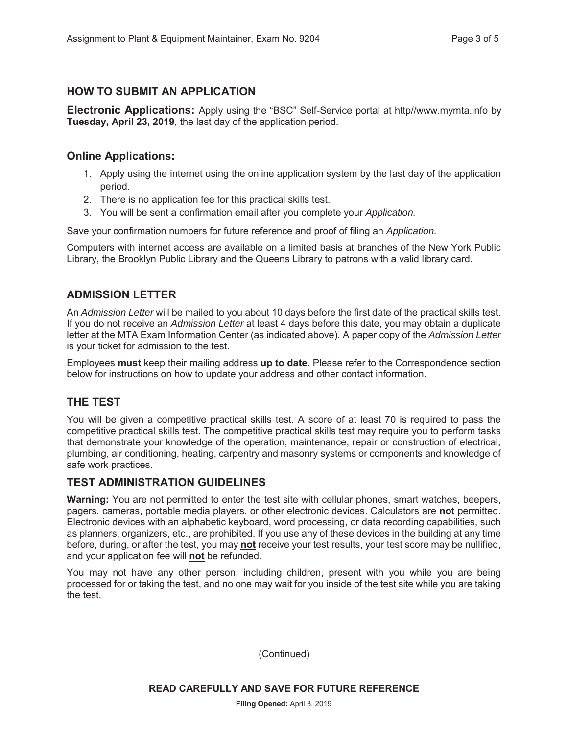## HOW TO SUBMIT AN APPLICATION

**Electronic Applications:** Apply using the "BSC" Self-Service portal at http//www.mymta.info by **Tuesday, April 23, 2019**, the last day of the application period.

### Online Applications:

1. Apply using the internet using the online application system by the last day of the application period.
2. There is no application fee for this practical skills test.
3. You will be sent a confirmation email after you complete your *Application.*

Save your confirmation numbers for future reference and proof of filing an *Application.*

Computers with internet access are available on a limited basis at branches of the New York Public Library, the Brooklyn Public Library and the Queens Library to patrons with a valid library card.

## ADMISSION LETTER

An *Admission Letter* will be mailed to you about 10 days before the first date of the practical skills test. If you do not receive an *Admission Letter* at least 4 days before this date, you may obtain a duplicate letter at the MTA Exam Information Center (as indicated above). A paper copy of the *Admission Letter* is your ticket for admission to the test.

Employees **must** keep their mailing address **up to date**. Please refer to the Correspondence section below for instructions on how to update your address and other contact information.

## THE TEST

You will be given a competitive practical skills test. A score of at least 70 is required to pass the competitive practical skills test. The competitive practical skills test may require you to perform tasks that demonstrate your knowledge of the operation, maintenance, repair or construction of electrical, plumbing, air conditioning, heating, carpentry and masonry systems or components and knowledge of safe work practices.

## TEST ADMINISTRATION GUIDELINES

**Warning:** You are not permitted to enter the test site with cellular phones, smart watches, beepers, pagers, cameras, portable media players, or other electronic devices. Calculators are **not** permitted. Electronic devices with an alphabetic keyboard, word processing, or data recording capabilities, such as planners, organizers, etc., are prohibited. If you use any of these devices in the building at any time before, during, or after the test, you may **not** receive your test results, your test score may be nullified, and your application fee will **not** be refunded.

You may not have any other person, including children, present with you while you are being processed for or taking the test, and no one may wait for you inside of the test site while you are taking the test.

(Continued)

**READ CAREFULLY AND SAVE FOR FUTURE REFERENCE**

**Filing Opened:** April 3, 2019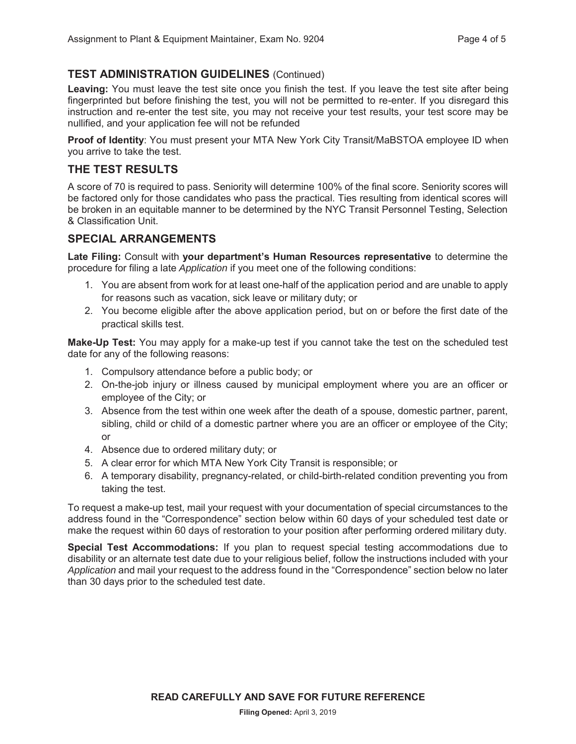## TEST ADMINISTRATION GUIDELINES (Continued)

**Leaving:** You must leave the test site once you finish the test. If you leave the test site after being fingerprinted but before finishing the test, you will not be permitted to re-enter. If you disregard this instruction and re-enter the test site, you may not receive your test results, your test score may be nullified, and your application fee will not be refunded

**Proof of Identity**: You must present your MTA New York City Transit/MaBSTOA employee ID when you arrive to take the test.

## THE TEST RESULTS

A score of 70 is required to pass. Seniority will determine 100% of the final score. Seniority scores will be factored only for those candidates who pass the practical. Ties resulting from identical scores will be broken in an equitable manner to be determined by the NYC Transit Personnel Testing, Selection & Classification Unit.

## SPECIAL ARRANGEMENTS

**Late Filing:** Consult with **your department's Human Resources representative** to determine the procedure for filing a late *Application* if you meet one of the following conditions:

1. You are absent from work for at least one-half of the application period and are unable to apply for reasons such as vacation, sick leave or military duty; or
2. You become eligible after the above application period, but on or before the first date of the practical skills test.

**Make-Up Test:** You may apply for a make-up test if you cannot take the test on the scheduled test date for any of the following reasons:

1. Compulsory attendance before a public body; or
2. On-the-job injury or illness caused by municipal employment where you are an officer or employee of the City; or
3. Absence from the test within one week after the death of a spouse, domestic partner, parent, sibling, child or child of a domestic partner where you are an officer or employee of the City; or
4. Absence due to ordered military duty; or
5. A clear error for which MTA New York City Transit is responsible; or
6. A temporary disability, pregnancy-related, or child-birth-related condition preventing you from taking the test.

To request a make-up test, mail your request with your documentation of special circumstances to the address found in the "Correspondence" section below within 60 days of your scheduled test date or make the request within 60 days of restoration to your position after performing ordered military duty.

**Special Test Accommodations:** If you plan to request special testing accommodations due to disability or an alternate test date due to your religious belief, follow the instructions included with your *Application* and mail your request to the address found in the "Correspondence" section below no later than 30 days prior to the scheduled test date.

**READ CAREFULLY AND SAVE FOR FUTURE REFERENCE**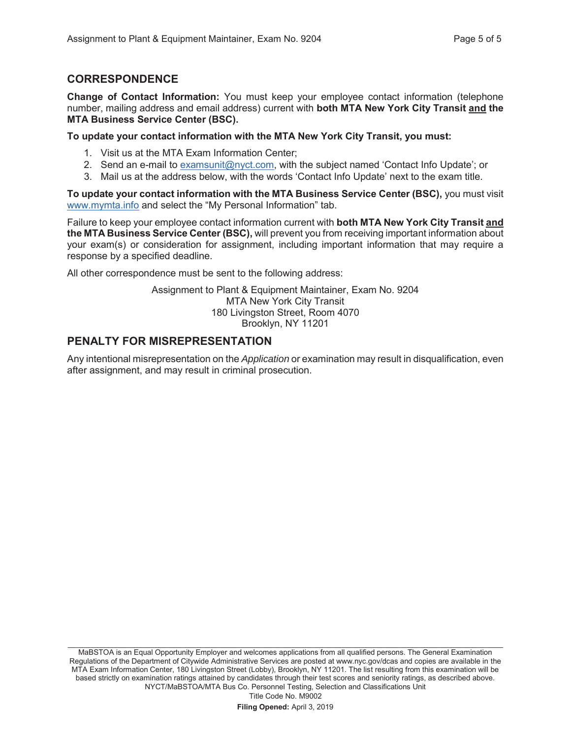## CORRESPONDENCE

**Change of Contact Information:** You must keep your employee contact information (telephone number, mailing address and email address) current with **both MTA New York City Transit and the MTA Business Service Center (BSC).**

**To update your contact information with the MTA New York City Transit, you must:**

1. Visit us at the MTA Exam Information Center;
2. Send an e-mail to examsunit@nyct.com, with the subject named 'Contact Info Update'; or
3. Mail us at the address below, with the words 'Contact Info Update' next to the exam title.

**To update your contact information with the MTA Business Service Center (BSC),** you must visit www.mymta.info and select the "My Personal Information" tab.

Failure to keep your employee contact information current with **both MTA New York City Transit and the MTA Business Service Center (BSC),** will prevent you from receiving important information about your exam(s) or consideration for assignment, including important information that may require a response by a specified deadline.

All other correspondence must be sent to the following address:

Assignment to Plant & Equipment Maintainer, Exam No. 9204
MTA New York City Transit
180 Livingston Street, Room 4070
Brooklyn, NY 11201

## PENALTY FOR MISREPRESENTATION

Any intentional misrepresentation on the *Application* or examination may result in disqualification, even after assignment, and may result in criminal prosecution.

MaBSTOA is an Equal Opportunity Employer and welcomes applications from all qualified persons. The General Examination Regulations of the Department of Citywide Administrative Services are posted at www.nyc.gov/dcas and copies are available in the MTA Exam Information Center, 180 Livingston Street (Lobby), Brooklyn, NY 11201. The list resulting from this examination will be based strictly on examination ratings attained by candidates through their test scores and seniority ratings, as described above.
NYCT/MaBSTOA/MTA Bus Co. Personnel Testing, Selection and Classifications Unit
Title Code No. M9002

**Filing Opened:** April 3, 2019